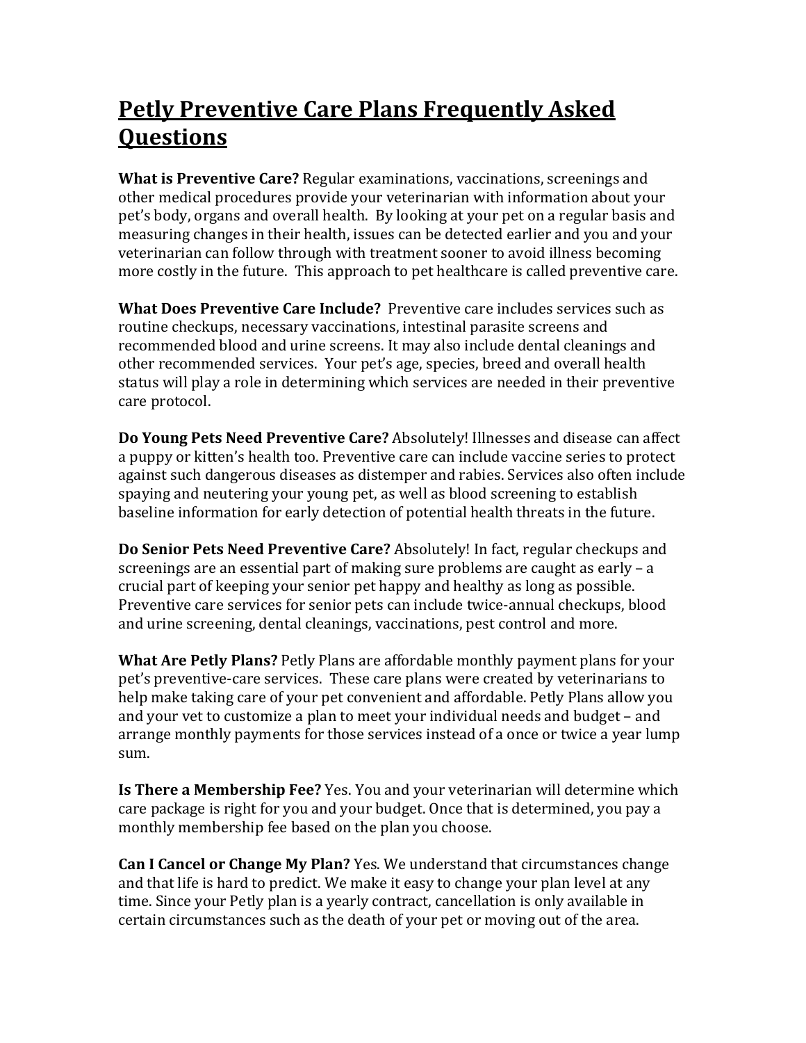# Petly Preventive Care Plans Frequently Asked Questions

**What is Preventive Care?** Regular examinations, vaccinations, screenings and other medical procedures provide your veterinarian with information about your pet's body, organs and overall health. By looking at your pet on a regular basis and measuring changes in their health, issues can be detected earlier and you and your veterinarian can follow through with treatment sooner to avoid illness becoming more costly in the future. This approach to pet healthcare is called preventive care.

**What Does Preventive Care Include?** Preventive care includes services such as routine checkups, necessary vaccinations, intestinal parasite screens and recommended blood and urine screens. It may also include dental cleanings and other recommended services. Your pet's age, species, breed and overall health status will play a role in determining which services are needed in their preventive care protocol.

**Do Young Pets Need Preventive Care?** Absolutely! Illnesses and disease can affect a puppy or kitten's health too. Preventive care can include vaccine series to protect against such dangerous diseases as distemper and rabies. Services also often include spaying and neutering your young pet, as well as blood screening to establish baseline information for early detection of potential health threats in the future.

**Do Senior Pets Need Preventive Care?** Absolutely! In fact, regular checkups and screenings are an essential part of making sure problems are caught as early – a crucial part of keeping your senior pet happy and healthy as long as possible. Preventive care services for senior pets can include twice-annual checkups, blood and urine screening, dental cleanings, vaccinations, pest control and more.

**What Are Petly Plans?** Petly Plans are affordable monthly payment plans for your pet's preventive-care services. These care plans were created by veterinarians to help make taking care of your pet convenient and affordable. Petly Plans allow you and your vet to customize a plan to meet your individual needs and budget – and arrange monthly payments for those services instead of a once or twice a year lump sum.

**Is There a Membership Fee?** Yes. You and your veterinarian will determine which care package is right for you and your budget. Once that is determined, you pay a monthly membership fee based on the plan you choose.

**Can I Cancel or Change My Plan?** Yes. We understand that circumstances change and that life is hard to predict. We make it easy to change your plan level at any time. Since your Petly plan is a yearly contract, cancellation is only available in certain circumstances such as the death of your pet or moving out of the area.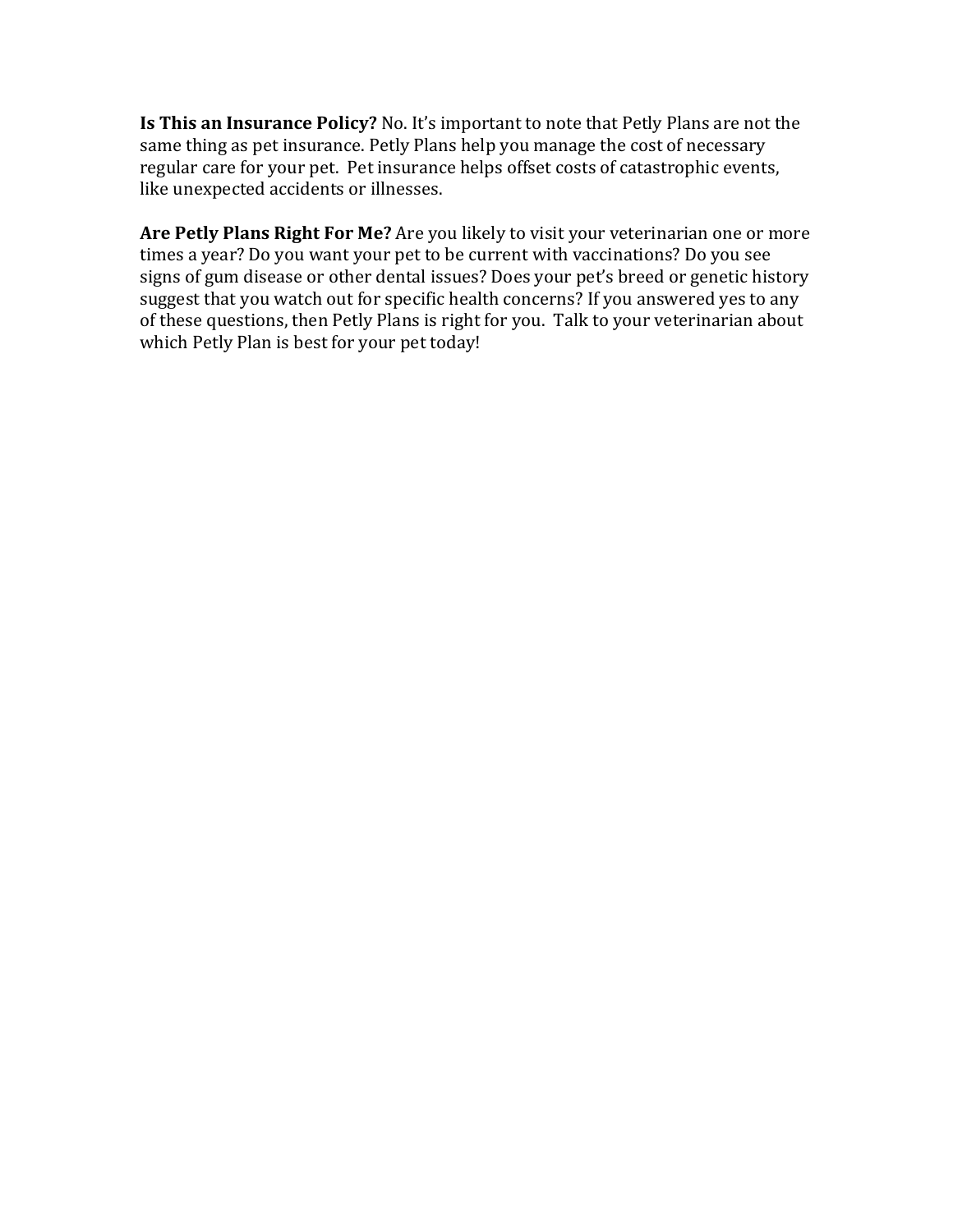**Is This an Insurance Policy?** No. It's important to note that Petly Plans are not the same thing as pet insurance. Petly Plans help you manage the cost of necessary regular care for your pet. Pet insurance helps offset costs of catastrophic events, like unexpected accidents or illnesses.

**Are Petly Plans Right For Me?** Are you likely to visit your veterinarian one or more times a year? Do you want your pet to be current with vaccinations? Do you see signs of gum disease or other dental issues? Does your pet's breed or genetic history suggest that you watch out for specific health concerns? If you answered yes to any of these questions, then Petly Plans is right for you. Talk to your veterinarian about which Petly Plan is best for your pet today!